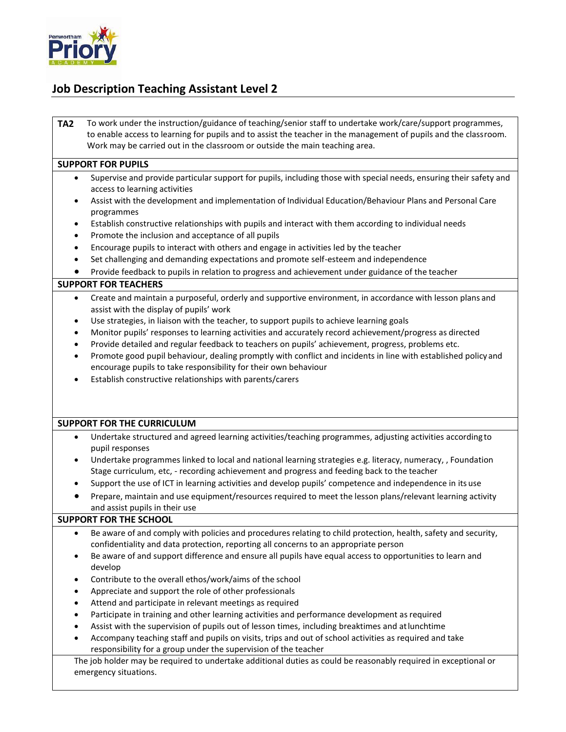Penwortham Priory ACADEMY

# Job Description Teaching Assistant Level 2

**TA2** To work under the instruction/guidance of teaching/senior staff to undertake work/care/support programmes, to enable access to learning for pupils and to assist the teacher in the management of pupils and the classroom. Work may be carried out in the classroom or outside the main teaching area.

## SUPPORT FOR PUPILS

- Supervise and provide particular support for pupils, including those with special needs, ensuring their safety and access to learning activities
- Assist with the development and implementation of Individual Education/Behaviour Plans and Personal Care programmes
- Establish constructive relationships with pupils and interact with them according to individual needs
- Promote the inclusion and acceptance of all pupils
- Encourage pupils to interact with others and engage in activities led by the teacher
- Set challenging and demanding expectations and promote self-esteem and independence
- Provide feedback to pupils in relation to progress and achievement under guidance of the teacher

## SUPPORT FOR TEACHERS

- Create and maintain a purposeful, orderly and supportive environment, in accordance with lesson plans and assist with the display of pupils' work
- Use strategies, in liaison with the teacher, to support pupils to achieve learning goals
- Monitor pupils' responses to learning activities and accurately record achievement/progress as directed
- Provide detailed and regular feedback to teachers on pupils' achievement, progress, problems etc.
- Promote good pupil behaviour, dealing promptly with conflict and incidents in line with established policy and encourage pupils to take responsibility for their own behaviour
- Establish constructive relationships with parents/carers

## SUPPORT FOR THE CURRICULUM

- Undertake structured and agreed learning activities/teaching programmes, adjusting activities according to pupil responses
- Undertake programmes linked to local and national learning strategies e.g. literacy, numeracy, , Foundation Stage curriculum, etc, - recording achievement and progress and feeding back to the teacher
- Support the use of ICT in learning activities and develop pupils' competence and independence in its use
- Prepare, maintain and use equipment/resources required to meet the lesson plans/relevant learning activity and assist pupils in their use

## SUPPORT FOR THE SCHOOL

- Be aware of and comply with policies and procedures relating to child protection, health, safety and security, confidentiality and data protection, reporting all concerns to an appropriate person
- Be aware of and support difference and ensure all pupils have equal access to opportunities to learn and develop
- Contribute to the overall ethos/work/aims of the school
- Appreciate and support the role of other professionals
- Attend and participate in relevant meetings as required
- Participate in training and other learning activities and performance development as required
- Assist with the supervision of pupils out of lesson times, including breaktimes and at lunchtime
- Accompany teaching staff and pupils on visits, trips and out of school activities as required and take responsibility for a group under the supervision of the teacher

The job holder may be required to undertake additional duties as could be reasonably required in exceptional or emergency situations.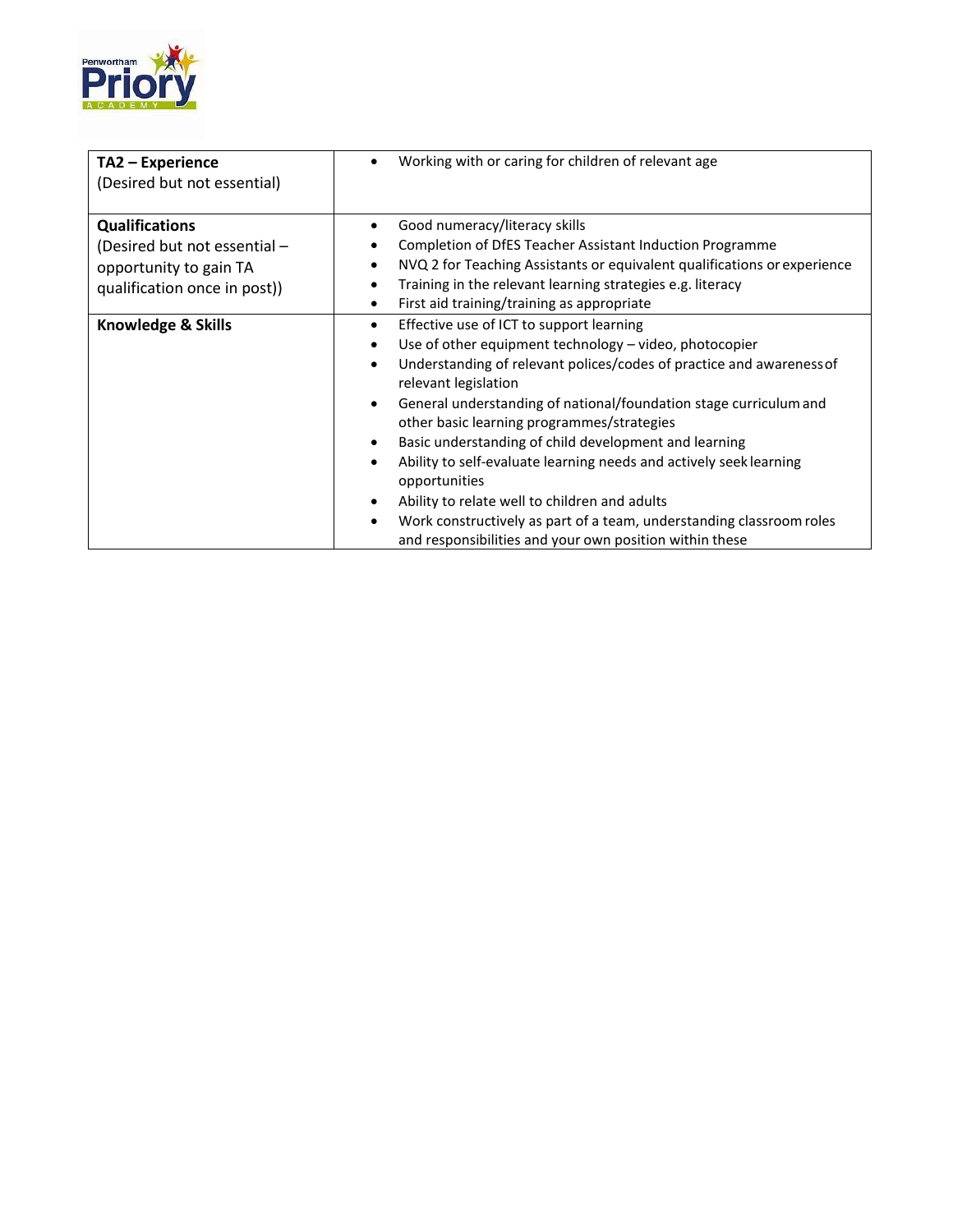| | |
|---|---|
| **TA2 – Experience** (Desired but not essential) | • Working with or caring for children of relevant age |
| **Qualifications** (Desired but not essential – opportunity to gain TA qualification once in post)) | • Good numeracy/literacy skills<br>• Completion of DfES Teacher Assistant Induction Programme<br>• NVQ 2 for Teaching Assistants or equivalent qualifications or experience<br>• Training in the relevant learning strategies e.g. literacy<br>• First aid training/training as appropriate |
| **Knowledge & Skills** | • Effective use of ICT to support learning<br>• Use of other equipment technology – video, photocopier<br>• Understanding of relevant polices/codes of practice and awareness of relevant legislation<br>• General understanding of national/foundation stage curriculum and other basic learning programmes/strategies<br>• Basic understanding of child development and learning<br>• Ability to self-evaluate learning needs and actively seek learning opportunities<br>• Ability to relate well to children and adults<br>• Work constructively as part of a team, understanding classroom roles and responsibilities and your own position within these |